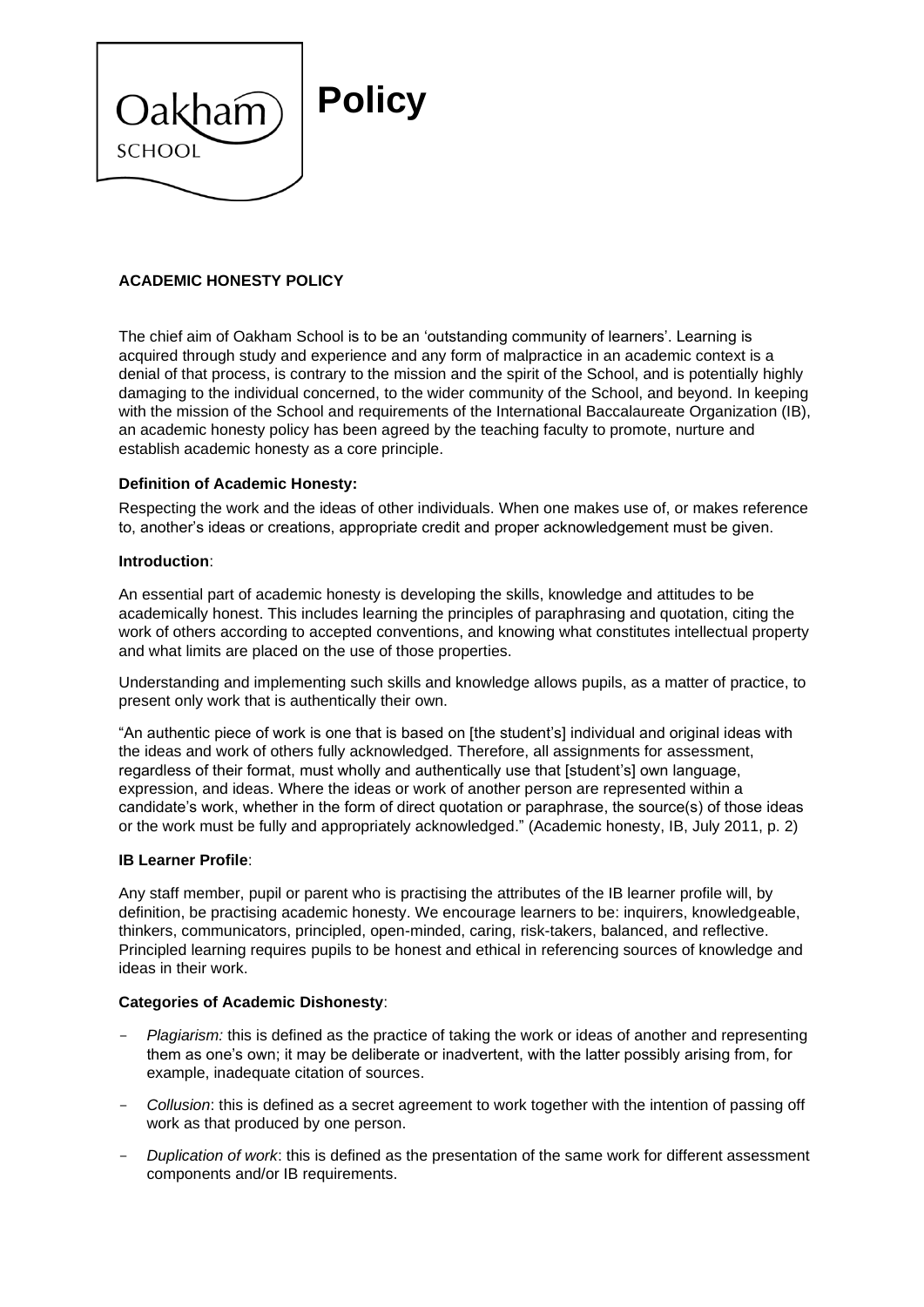# Policy

## ACADEMIC HONESTY POLICY

The chief aim of Oakham School is to be an 'outstanding community of learners'. Learning is acquired through study and experience and any form of malpractice in an academic context is a denial of that process, is contrary to the mission and the spirit of the School, and is potentially highly damaging to the individual concerned, to the wider community of the School, and beyond. In keeping with the mission of the School and requirements of the International Baccalaureate Organization (IB), an academic honesty policy has been agreed by the teaching faculty to promote, nurture and establish academic honesty as a core principle.

**Definition of Academic Honesty:**

Respecting the work and the ideas of other individuals. When one makes use of, or makes reference to, another's ideas or creations, appropriate credit and proper acknowledgement must be given.

**Introduction**:

An essential part of academic honesty is developing the skills, knowledge and attitudes to be academically honest. This includes learning the principles of paraphrasing and quotation, citing the work of others according to accepted conventions, and knowing what constitutes intellectual property and what limits are placed on the use of those properties.

Understanding and implementing such skills and knowledge allows pupils, as a matter of practice, to present only work that is authentically their own.

"An authentic piece of work is one that is based on [the student's] individual and original ideas with the ideas and work of others fully acknowledged. Therefore, all assignments for assessment, regardless of their format, must wholly and authentically use that [student's] own language, expression, and ideas. Where the ideas or work of another person are represented within a candidate's work, whether in the form of direct quotation or paraphrase, the source(s) of those ideas or the work must be fully and appropriately acknowledged." (Academic honesty, IB, July 2011, p. 2)

**IB Learner Profile**:

Any staff member, pupil or parent who is practising the attributes of the IB learner profile will, by definition, be practising academic honesty. We encourage learners to be: inquirers, knowledgeable, thinkers, communicators, principled, open-minded, caring, risk-takers, balanced, and reflective. Principled learning requires pupils to be honest and ethical in referencing sources of knowledge and ideas in their work.

**Categories of Academic Dishonesty**:

- *Plagiarism:* this is defined as the practice of taking the work or ideas of another and representing them as one's own; it may be deliberate or inadvertent, with the latter possibly arising from, for example, inadequate citation of sources.
- *Collusion*: this is defined as a secret agreement to work together with the intention of passing off work as that produced by one person.
- *Duplication of work*: this is defined as the presentation of the same work for different assessment components and/or IB requirements.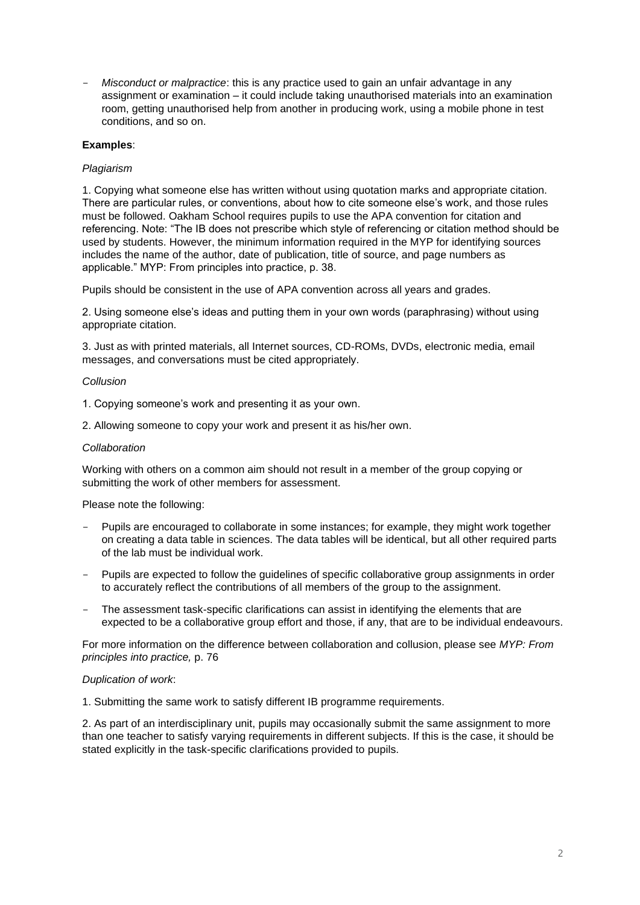- *Misconduct or malpractice*: this is any practice used to gain an unfair advantage in any assignment or examination – it could include taking unauthorised materials into an examination room, getting unauthorised help from another in producing work, using a mobile phone in test conditions, and so on.

**Examples**:

*Plagiarism*

1. Copying what someone else has written without using quotation marks and appropriate citation. There are particular rules, or conventions, about how to cite someone else's work, and those rules must be followed. Oakham School requires pupils to use the APA convention for citation and referencing. Note: "The IB does not prescribe which style of referencing or citation method should be used by students. However, the minimum information required in the MYP for identifying sources includes the name of the author, date of publication, title of source, and page numbers as applicable." MYP: From principles into practice, p. 38.

Pupils should be consistent in the use of APA convention across all years and grades.

2. Using someone else's ideas and putting them in your own words (paraphrasing) without using appropriate citation.

3. Just as with printed materials, all Internet sources, CD-ROMs, DVDs, electronic media, email messages, and conversations must be cited appropriately.

*Collusion*

1. Copying someone's work and presenting it as your own.

2. Allowing someone to copy your work and present it as his/her own.

*Collaboration*

Working with others on a common aim should not result in a member of the group copying or submitting the work of other members for assessment.

Please note the following:

- Pupils are encouraged to collaborate in some instances; for example, they might work together on creating a data table in sciences. The data tables will be identical, but all other required parts of the lab must be individual work.
- Pupils are expected to follow the guidelines of specific collaborative group assignments in order to accurately reflect the contributions of all members of the group to the assignment.
- The assessment task-specific clarifications can assist in identifying the elements that are expected to be a collaborative group effort and those, if any, that are to be individual endeavours.

For more information on the difference between collaboration and collusion, please see *MYP: From principles into practice,* p. 76

*Duplication of work*:

1. Submitting the same work to satisfy different IB programme requirements.

2. As part of an interdisciplinary unit, pupils may occasionally submit the same assignment to more than one teacher to satisfy varying requirements in different subjects. If this is the case, it should be stated explicitly in the task-specific clarifications provided to pupils.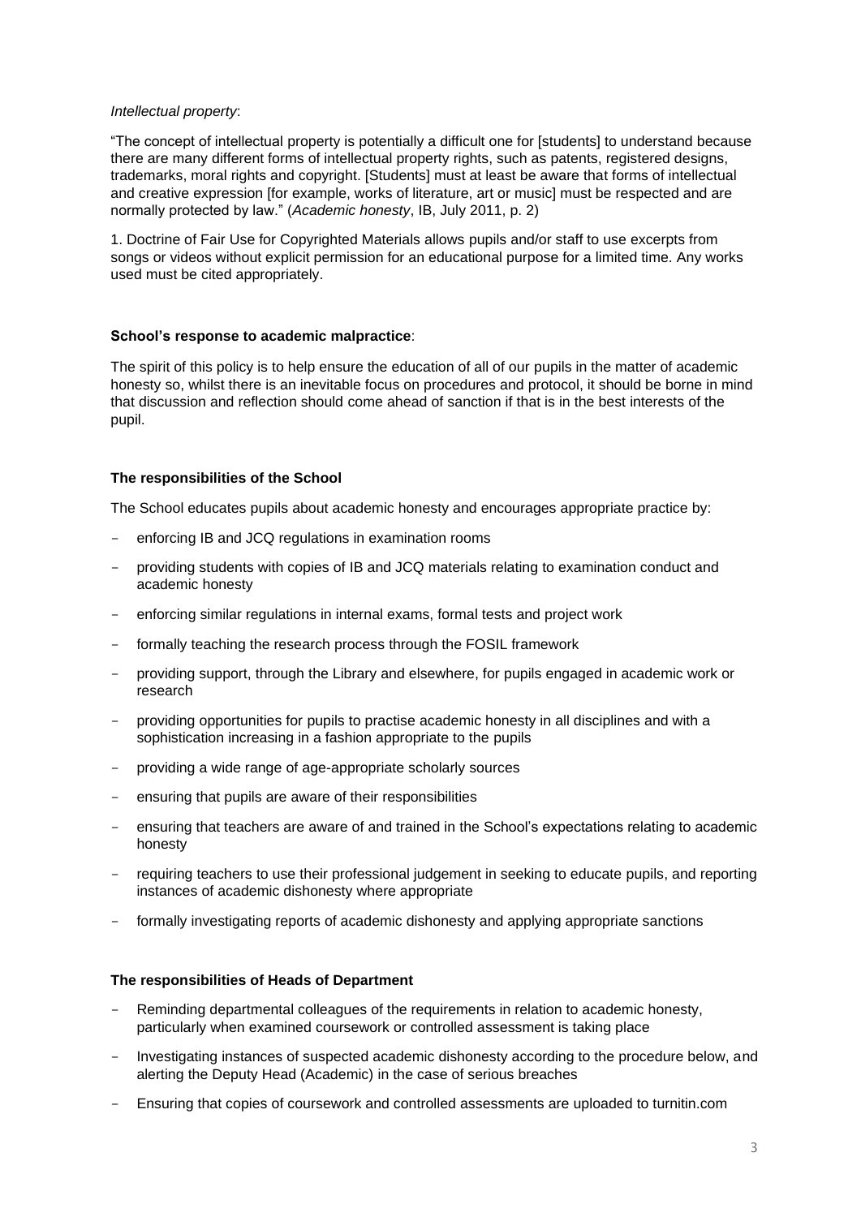*Intellectual property*:

"The concept of intellectual property is potentially a difficult one for [students] to understand because there are many different forms of intellectual property rights, such as patents, registered designs, trademarks, moral rights and copyright. [Students] must at least be aware that forms of intellectual and creative expression [for example, works of literature, art or music] must be respected and are normally protected by law." (*Academic honesty*, IB, July 2011, p. 2)

1. Doctrine of Fair Use for Copyrighted Materials allows pupils and/or staff to use excerpts from songs or videos without explicit permission for an educational purpose for a limited time. Any works used must be cited appropriately.

**School's response to academic malpractice**:

The spirit of this policy is to help ensure the education of all of our pupils in the matter of academic honesty so, whilst there is an inevitable focus on procedures and protocol, it should be borne in mind that discussion and reflection should come ahead of sanction if that is in the best interests of the pupil.

**The responsibilities of the School**

The School educates pupils about academic honesty and encourages appropriate practice by:

- enforcing IB and JCQ regulations in examination rooms
- providing students with copies of IB and JCQ materials relating to examination conduct and academic honesty
- enforcing similar regulations in internal exams, formal tests and project work
- formally teaching the research process through the FOSIL framework
- providing support, through the Library and elsewhere, for pupils engaged in academic work or research
- providing opportunities for pupils to practise academic honesty in all disciplines and with a sophistication increasing in a fashion appropriate to the pupils
- providing a wide range of age-appropriate scholarly sources
- ensuring that pupils are aware of their responsibilities
- ensuring that teachers are aware of and trained in the School's expectations relating to academic honesty
- requiring teachers to use their professional judgement in seeking to educate pupils, and reporting instances of academic dishonesty where appropriate
- formally investigating reports of academic dishonesty and applying appropriate sanctions

**The responsibilities of Heads of Department**

- Reminding departmental colleagues of the requirements in relation to academic honesty, particularly when examined coursework or controlled assessment is taking place
- Investigating instances of suspected academic dishonesty according to the procedure below, and alerting the Deputy Head (Academic) in the case of serious breaches
- Ensuring that copies of coursework and controlled assessments are uploaded to turnitin.com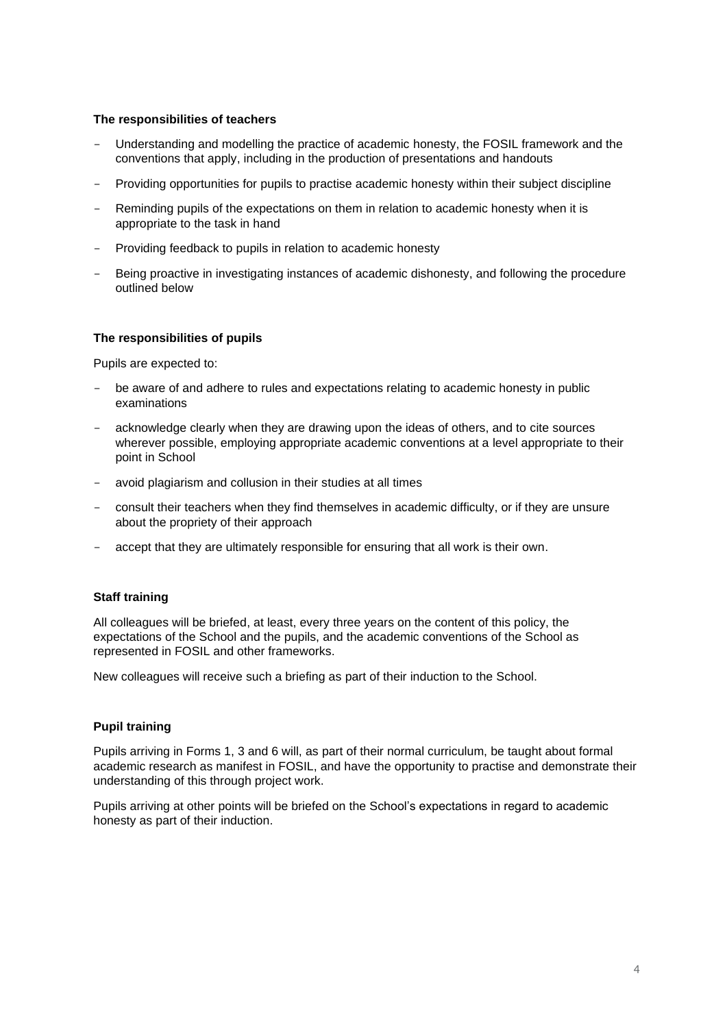**The responsibilities of teachers**

- Understanding and modelling the practice of academic honesty, the FOSIL framework and the conventions that apply, including in the production of presentations and handouts
- Providing opportunities for pupils to practise academic honesty within their subject discipline
- Reminding pupils of the expectations on them in relation to academic honesty when it is appropriate to the task in hand
- Providing feedback to pupils in relation to academic honesty
- Being proactive in investigating instances of academic dishonesty, and following the procedure outlined below

**The responsibilities of pupils**

Pupils are expected to:

- be aware of and adhere to rules and expectations relating to academic honesty in public examinations
- acknowledge clearly when they are drawing upon the ideas of others, and to cite sources wherever possible, employing appropriate academic conventions at a level appropriate to their point in School
- avoid plagiarism and collusion in their studies at all times
- consult their teachers when they find themselves in academic difficulty, or if they are unsure about the propriety of their approach
- accept that they are ultimately responsible for ensuring that all work is their own.

**Staff training**

All colleagues will be briefed, at least, every three years on the content of this policy, the expectations of the School and the pupils, and the academic conventions of the School as represented in FOSIL and other frameworks.

New colleagues will receive such a briefing as part of their induction to the School.

**Pupil training**

Pupils arriving in Forms 1, 3 and 6 will, as part of their normal curriculum, be taught about formal academic research as manifest in FOSIL, and have the opportunity to practise and demonstrate their understanding of this through project work.

Pupils arriving at other points will be briefed on the School's expectations in regard to academic honesty as part of their induction.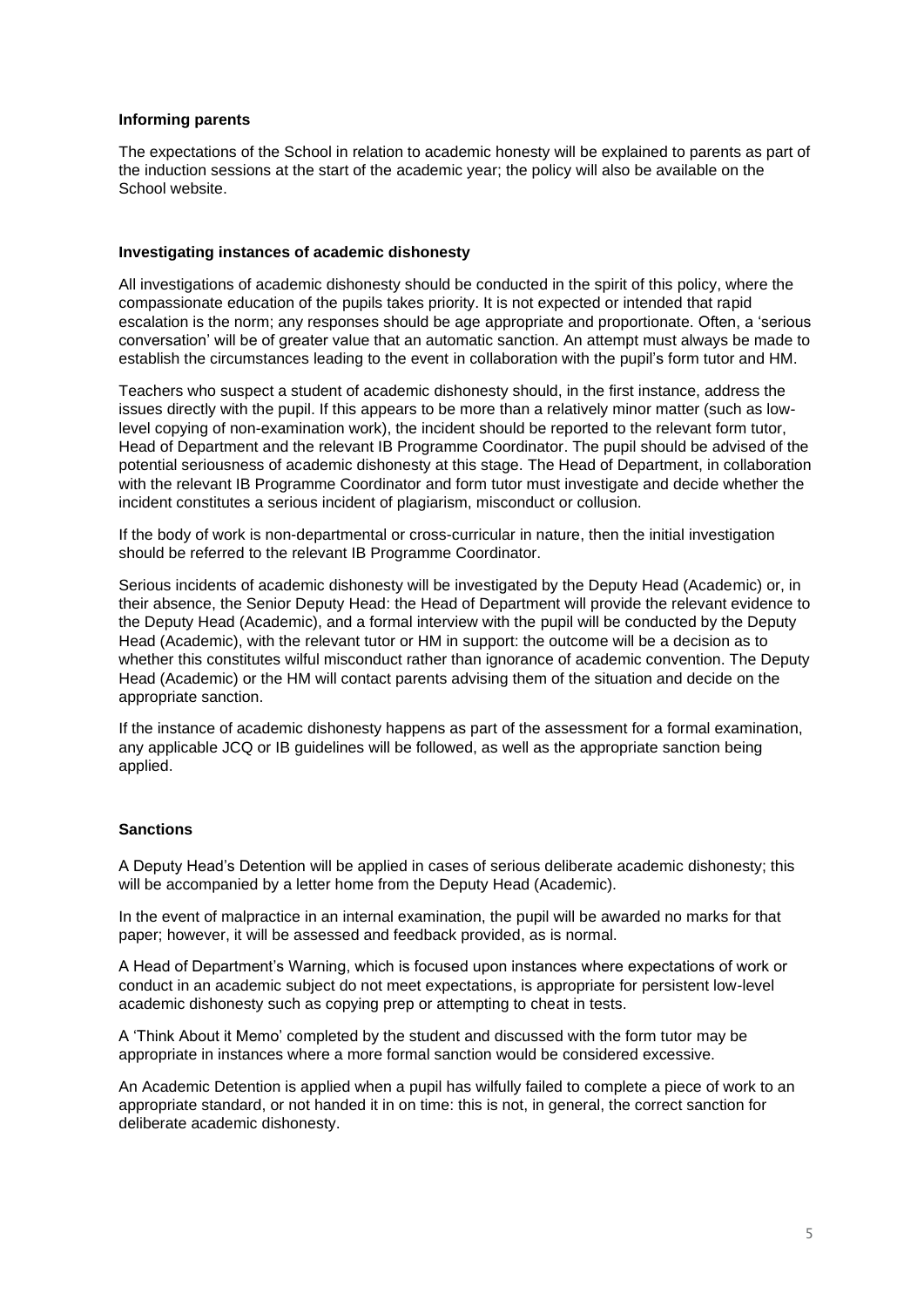#### Informing parents

The expectations of the School in relation to academic honesty will be explained to parents as part of the induction sessions at the start of the academic year; the policy will also be available on the School website.

#### Investigating instances of academic dishonesty

All investigations of academic dishonesty should be conducted in the spirit of this policy, where the compassionate education of the pupils takes priority. It is not expected or intended that rapid escalation is the norm; any responses should be age appropriate and proportionate. Often, a 'serious conversation' will be of greater value that an automatic sanction. An attempt must always be made to establish the circumstances leading to the event in collaboration with the pupil's form tutor and HM.

Teachers who suspect a student of academic dishonesty should, in the first instance, address the issues directly with the pupil. If this appears to be more than a relatively minor matter (such as low-level copying of non-examination work), the incident should be reported to the relevant form tutor, Head of Department and the relevant IB Programme Coordinator. The pupil should be advised of the potential seriousness of academic dishonesty at this stage. The Head of Department, in collaboration with the relevant IB Programme Coordinator and form tutor must investigate and decide whether the incident constitutes a serious incident of plagiarism, misconduct or collusion.

If the body of work is non-departmental or cross-curricular in nature, then the initial investigation should be referred to the relevant IB Programme Coordinator.

Serious incidents of academic dishonesty will be investigated by the Deputy Head (Academic) or, in their absence, the Senior Deputy Head: the Head of Department will provide the relevant evidence to the Deputy Head (Academic), and a formal interview with the pupil will be conducted by the Deputy Head (Academic), with the relevant tutor or HM in support: the outcome will be a decision as to whether this constitutes wilful misconduct rather than ignorance of academic convention. The Deputy Head (Academic) or the HM will contact parents advising them of the situation and decide on the appropriate sanction.

If the instance of academic dishonesty happens as part of the assessment for a formal examination, any applicable JCQ or IB guidelines will be followed, as well as the appropriate sanction being applied.

#### Sanctions

A Deputy Head's Detention will be applied in cases of serious deliberate academic dishonesty; this will be accompanied by a letter home from the Deputy Head (Academic).

In the event of malpractice in an internal examination, the pupil will be awarded no marks for that paper; however, it will be assessed and feedback provided, as is normal.

A Head of Department's Warning, which is focused upon instances where expectations of work or conduct in an academic subject do not meet expectations, is appropriate for persistent low-level academic dishonesty such as copying prep or attempting to cheat in tests.

A 'Think About it Memo' completed by the student and discussed with the form tutor may be appropriate in instances where a more formal sanction would be considered excessive.

An Academic Detention is applied when a pupil has wilfully failed to complete a piece of work to an appropriate standard, or not handed it in on time: this is not, in general, the correct sanction for deliberate academic dishonesty.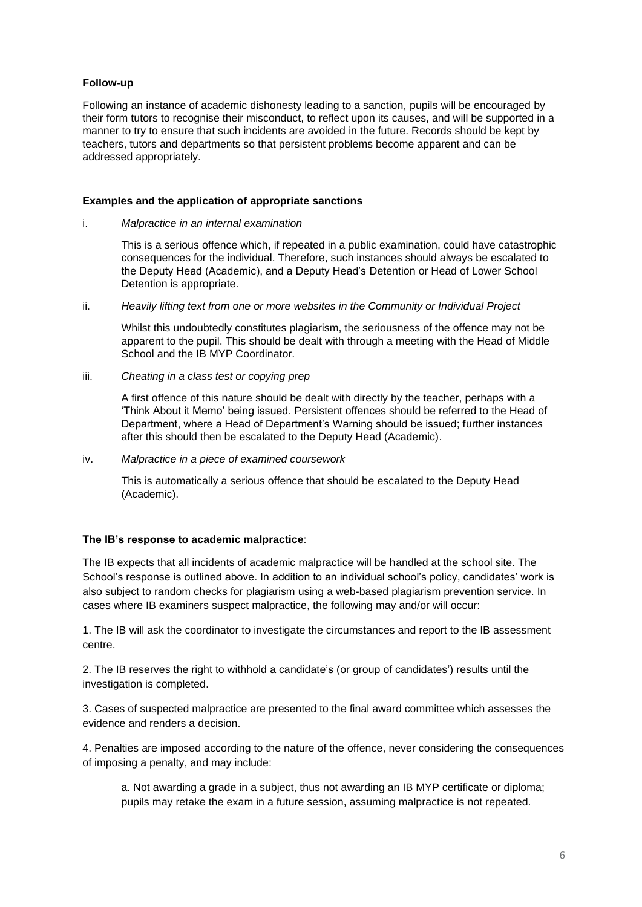**Follow-up**

Following an instance of academic dishonesty leading to a sanction, pupils will be encouraged by their form tutors to recognise their misconduct, to reflect upon its causes, and will be supported in a manner to try to ensure that such incidents are avoided in the future. Records should be kept by teachers, tutors and departments so that persistent problems become apparent and can be addressed appropriately.

**Examples and the application of appropriate sanctions**

i. *Malpractice in an internal examination*

This is a serious offence which, if repeated in a public examination, could have catastrophic consequences for the individual. Therefore, such instances should always be escalated to the Deputy Head (Academic), and a Deputy Head's Detention or Head of Lower School Detention is appropriate.

ii. *Heavily lifting text from one or more websites in the Community or Individual Project*

Whilst this undoubtedly constitutes plagiarism, the seriousness of the offence may not be apparent to the pupil. This should be dealt with through a meeting with the Head of Middle School and the IB MYP Coordinator.

iii. *Cheating in a class test or copying prep*

A first offence of this nature should be dealt with directly by the teacher, perhaps with a 'Think About it Memo' being issued. Persistent offences should be referred to the Head of Department, where a Head of Department's Warning should be issued; further instances after this should then be escalated to the Deputy Head (Academic).

iv. *Malpractice in a piece of examined coursework*

This is automatically a serious offence that should be escalated to the Deputy Head (Academic).

**The IB's response to academic malpractice**:

The IB expects that all incidents of academic malpractice will be handled at the school site. The School's response is outlined above. In addition to an individual school's policy, candidates' work is also subject to random checks for plagiarism using a web-based plagiarism prevention service. In cases where IB examiners suspect malpractice, the following may and/or will occur:

1. The IB will ask the coordinator to investigate the circumstances and report to the IB assessment centre.

2. The IB reserves the right to withhold a candidate's (or group of candidates') results until the investigation is completed.

3. Cases of suspected malpractice are presented to the final award committee which assesses the evidence and renders a decision.

4. Penalties are imposed according to the nature of the offence, never considering the consequences of imposing a penalty, and may include:

a. Not awarding a grade in a subject, thus not awarding an IB MYP certificate or diploma; pupils may retake the exam in a future session, assuming malpractice is not repeated.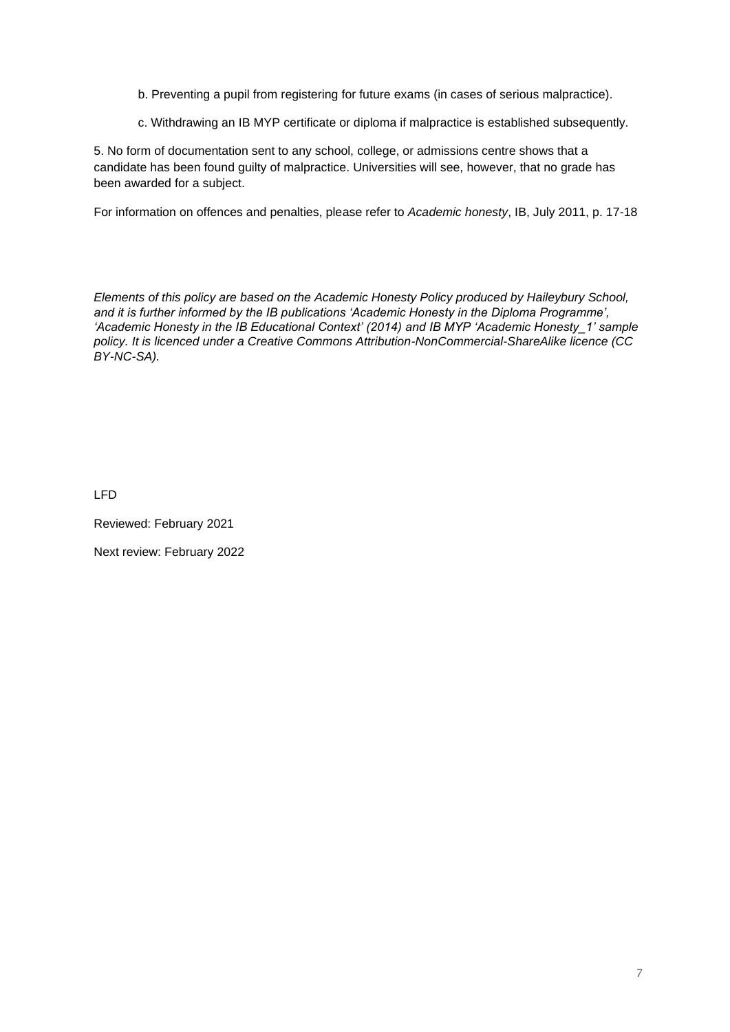b. Preventing a pupil from registering for future exams (in cases of serious malpractice).

c. Withdrawing an IB MYP certificate or diploma if malpractice is established subsequently.

5. No form of documentation sent to any school, college, or admissions centre shows that a candidate has been found guilty of malpractice. Universities will see, however, that no grade has been awarded for a subject.

For information on offences and penalties, please refer to *Academic honesty*, IB, July 2011, p. 17-18

*Elements of this policy are based on the Academic Honesty Policy produced by Haileybury School, and it is further informed by the IB publications 'Academic Honesty in the Diploma Programme', 'Academic Honesty in the IB Educational Context' (2014) and IB MYP 'Academic Honesty_1' sample policy. It is licenced under a Creative Commons Attribution-NonCommercial-ShareAlike licence (CC BY-NC-SA).*

LFD

Reviewed: February 2021

Next review: February 2022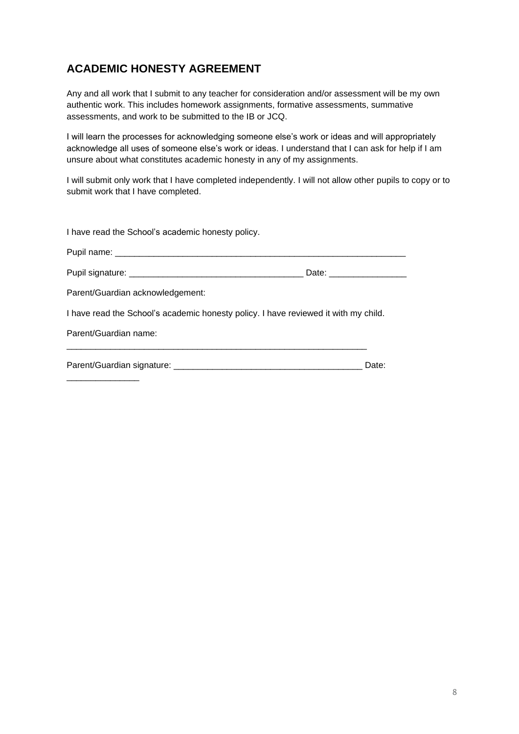## ACADEMIC HONESTY AGREEMENT

Any and all work that I submit to any teacher for consideration and/or assessment will be my own authentic work. This includes homework assignments, formative assessments, summative assessments, and work to be submitted to the IB or JCQ.

I will learn the processes for acknowledging someone else's work or ideas and will appropriately acknowledge all uses of someone else's work or ideas. I understand that I can ask for help if I am unsure about what constitutes academic honesty in any of my assignments.

I will submit only work that I have completed independently. I will not allow other pupils to copy or to submit work that I have completed.

I have read the School's academic honesty policy.

Pupil name: _______________________________________________________________

Pupil signature: ____________________________________ Date: ________________

Parent/Guardian acknowledgement:

I have read the School's academic honesty policy. I have reviewed it with my child.

Parent/Guardian name:
_______________________________________________________________

Parent/Guardian signature: _______________________________________ Date:
_______________